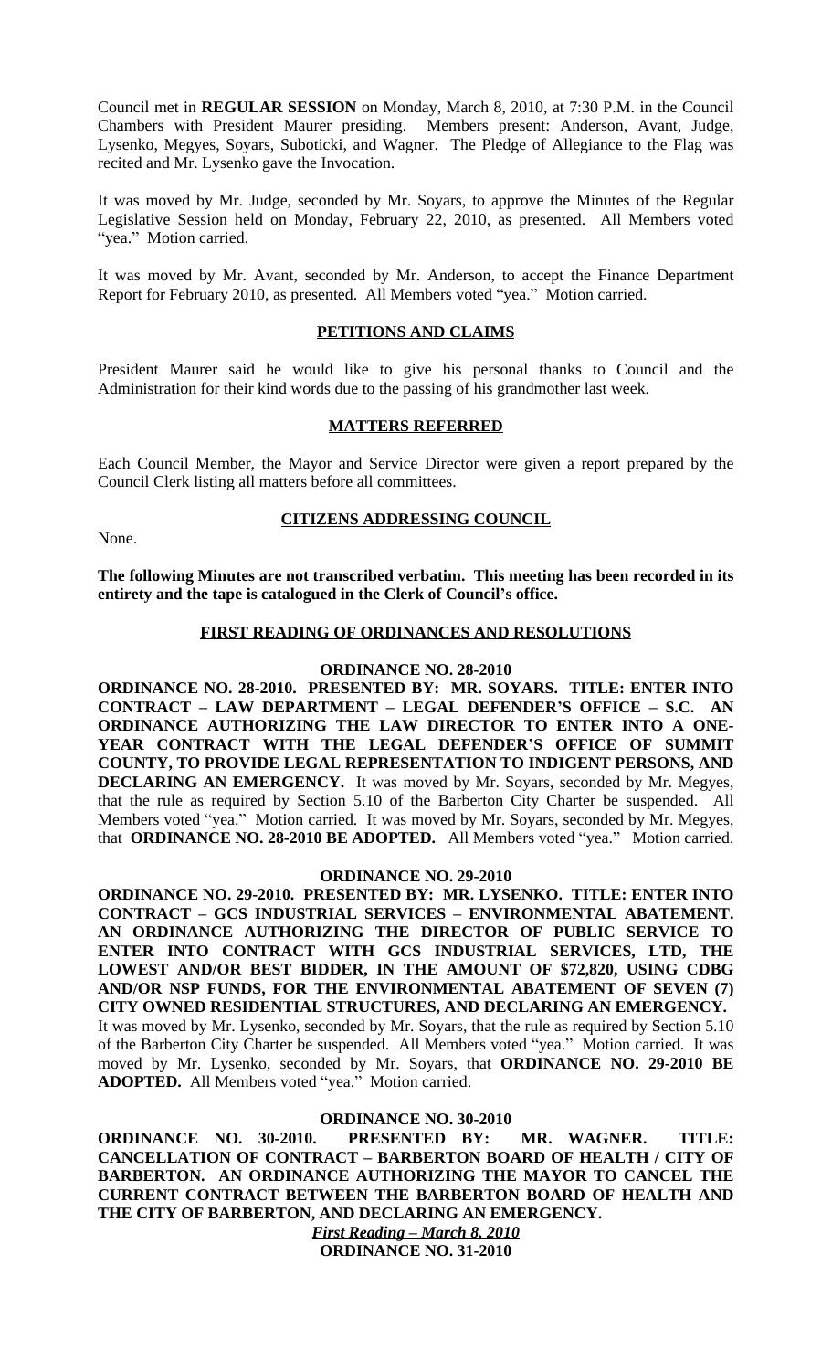Council met in **REGULAR SESSION** on Monday, March 8, 2010, at 7:30 P.M. in the Council Chambers with **President Maurer** presiding. Members present: Anderson, Avant, Judge, Lysenko, Megyes, Soyars, Suboticki, and Wagner. The Pledge of Allegiance to the Flag was recited and Mr. Lysenko gave the Invocation.

It was moved by Mr. Judge, seconded by Mr. Soyars, to approve the Minutes of the Regular Legislative Session held on Monday, February 22, 2010, as presented. All Members voted "yea." Motion carried.

It was moved by Mr. Avant, seconded by Mr. Anderson, to accept the Finance Department Report for February 2010, as presented. All Members voted "yea." Motion carried.

## PETITIONS AND CLAIMS

President Maurer said he would like to give his personal thanks to Council and the Administration for their kind words due to the passing of his grandmother last week.

## MATTERS REFERRED

Each Council Member, the Mayor and Service Director were given a report prepared by the Council Clerk listing all matters before all committees.

## CITIZENS ADDRESSING COUNCIL

None.

**The following Minutes are not transcribed verbatim. This meeting has been recorded in its entirety and the tape is catalogued in the Clerk of Council's office.**

## FIRST READING OF ORDINANCES AND RESOLUTIONS

### ORDINANCE NO. 28-2010

**ORDINANCE NO. 28-2010. PRESENTED BY: MR. SOYARS. TITLE: ENTER INTO CONTRACT – LAW DEPARTMENT – LEGAL DEFENDER'S OFFICE – S.C. AN ORDINANCE AUTHORIZING THE LAW DIRECTOR TO ENTER INTO A ONE-YEAR CONTRACT WITH THE LEGAL DEFENDER'S OFFICE OF SUMMIT COUNTY, TO PROVIDE LEGAL REPRESENTATION TO INDIGENT PERSONS, AND DECLARING AN EMERGENCY.** It was moved by Mr. Soyars, seconded by Mr. Megyes, that the rule as required by Section 5.10 of the Barberton City Charter be suspended. All Members voted "yea." Motion carried. It was moved by Mr. Soyars, seconded by Mr. Megyes, that **ORDINANCE NO. 28-2010 BE ADOPTED.** All Members voted "yea." Motion carried.

### ORDINANCE NO. 29-2010

**ORDINANCE NO. 29-2010. PRESENTED BY: MR. LYSENKO. TITLE: ENTER INTO CONTRACT – GCS INDUSTRIAL SERVICES – ENVIRONMENTAL ABATEMENT. AN ORDINANCE AUTHORIZING THE DIRECTOR OF PUBLIC SERVICE TO ENTER INTO CONTRACT WITH GCS INDUSTRIAL SERVICES, LTD, THE LOWEST AND/OR BEST BIDDER, IN THE AMOUNT OF $72,820, USING CDBG AND/OR NSP FUNDS, FOR THE ENVIRONMENTAL ABATEMENT OF SEVEN (7) CITY OWNED RESIDENTIAL STRUCTURES, AND DECLARING AN EMERGENCY.** It was moved by Mr. Lysenko, seconded by Mr. Soyars, that the rule as required by Section 5.10 of the Barberton City Charter be suspended. All Members voted "yea." Motion carried. It was moved by Mr. Lysenko, seconded by Mr. Soyars, that **ORDINANCE NO. 29-2010 BE ADOPTED.** All Members voted "yea." Motion carried.

### ORDINANCE NO. 30-2010

**ORDINANCE NO. 30-2010. PRESENTED BY: MR. WAGNER. TITLE: CANCELLATION OF CONTRACT – BARBERTON BOARD OF HEALTH / CITY OF BARBERTON. AN ORDINANCE AUTHORIZING THE MAYOR TO CANCEL THE CURRENT CONTRACT BETWEEN THE BARBERTON BOARD OF HEALTH AND THE CITY OF BARBERTON, AND DECLARING AN EMERGENCY.**

***First Reading – March 8, 2010***

### ORDINANCE NO. 31-2010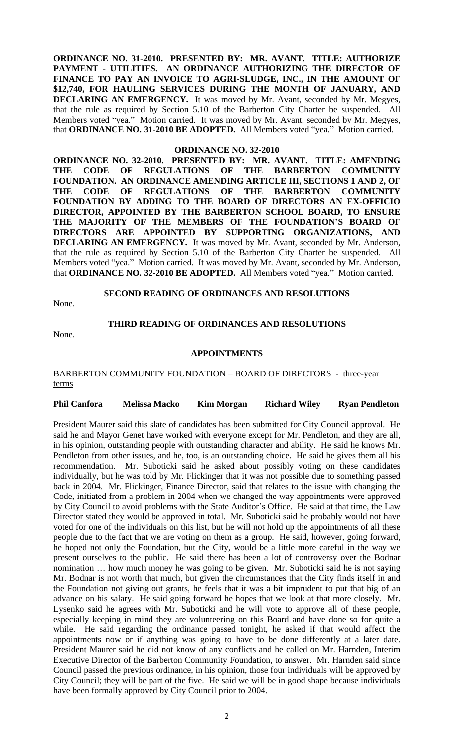**ORDINANCE NO. 31-2010. PRESENTED BY: MR. AVANT. TITLE: AUTHORIZE PAYMENT - UTILITIES. AN ORDINANCE AUTHORIZING THE DIRECTOR OF FINANCE TO PAY AN INVOICE TO AGRI-SLUDGE, INC., IN THE AMOUNT OF $12,740, FOR HAULING SERVICES DURING THE MONTH OF JANUARY, AND DECLARING AN EMERGENCY.** It was moved by Mr. Avant, seconded by Mr. Megyes, that the rule as required by Section 5.10 of the Barberton City Charter be suspended. All Members voted "yea." Motion carried. It was moved by Mr. Avant, seconded by Mr. Megyes, that **ORDINANCE NO. 31-2010 BE ADOPTED.** All Members voted "yea." Motion carried.

**ORDINANCE NO. 32-2010**

**ORDINANCE NO. 32-2010. PRESENTED BY: MR. AVANT. TITLE: AMENDING THE CODE OF REGULATIONS OF THE BARBERTON COMMUNITY FOUNDATION. AN ORDINANCE AMENDING ARTICLE III, SECTIONS 1 AND 2, OF THE CODE OF REGULATIONS OF THE BARBERTON COMMUNITY FOUNDATION BY ADDING TO THE BOARD OF DIRECTORS AN EX-OFFICIO DIRECTOR, APPOINTED BY THE BARBERTON SCHOOL BOARD, TO ENSURE THE MAJORITY OF THE MEMBERS OF THE FOUNDATION'S BOARD OF DIRECTORS ARE APPOINTED BY SUPPORTING ORGANIZATIONS, AND DECLARING AN EMERGENCY.** It was moved by Mr. Avant, seconded by Mr. Anderson, that the rule as required by Section 5.10 of the Barberton City Charter be suspended. All Members voted "yea." Motion carried. It was moved by Mr. Avant, seconded by Mr. Anderson, that **ORDINANCE NO. 32-2010 BE ADOPTED.** All Members voted "yea." Motion carried.

**SECOND READING OF ORDINANCES AND RESOLUTIONS**

None.

**THIRD READING OF ORDINANCES AND RESOLUTIONS**

None.

**APPOINTMENTS**

BARBERTON COMMUNITY FOUNDATION – BOARD OF DIRECTORS - three-year terms

**Phil Canfora Melissa Macko Kim Morgan Richard Wiley Ryan Pendleton**

President Maurer said this slate of candidates has been submitted for City Council approval. He said he and Mayor Genet have worked with everyone except for Mr. Pendleton, and they are all, in his opinion, outstanding people with outstanding character and ability. He said he knows Mr. Pendleton from other issues, and he, too, is an outstanding choice. He said he gives them all his recommendation. Mr. Suboticki said he asked about possibly voting on these candidates individually, but he was told by Mr. Flickinger that it was not possible due to something passed back in 2004. Mr. Flickinger, Finance Director, said that relates to the issue with changing the Code, initiated from a problem in 2004 when we changed the way appointments were approved by City Council to avoid problems with the State Auditor's Office. He said at that time, the Law Director stated they would be approved in total. Mr. Suboticki said he probably would not have voted for one of the individuals on this list, but he will not hold up the appointments of all these people due to the fact that we are voting on them as a group. He said, however, going forward, he hoped that not only the Foundation, but the City, would be a little more careful in the way we present ourselves to the public. He said there has been a lot of controversy over the Bodnar nomination … how much money he was going to be given. Mr. Suboticki said he is not saying Mr. Bodnar is not worth that much, but given the circumstances that the City finds itself in and the Foundation not giving out grants, he feels that it was a bit imprudent to put that big of an advance on his salary. He said going forward he hopes that we look at that more closely. Mr. Lysenko said he agrees with Mr. Suboticki and he will vote to approve all of these people, especially keeping in mind they are volunteering on this Board and have done so for quite a while. He said regarding the ordinance passed tonight, he asked if that would affect the appointments now or if anything was going to have to be done differently at a later date. President Maurer said he did not know of any conflicts and he called on Mr. Harnden, Interim Executive Director of the Barberton Community Foundation, to answer. Mr. Harnden said since Council passed the previous ordinance, in his opinion, those four individuals will be approved by City Council; they will be part of the five. He said we will be in good shape because individuals have been formally approved by City Council prior to 2004.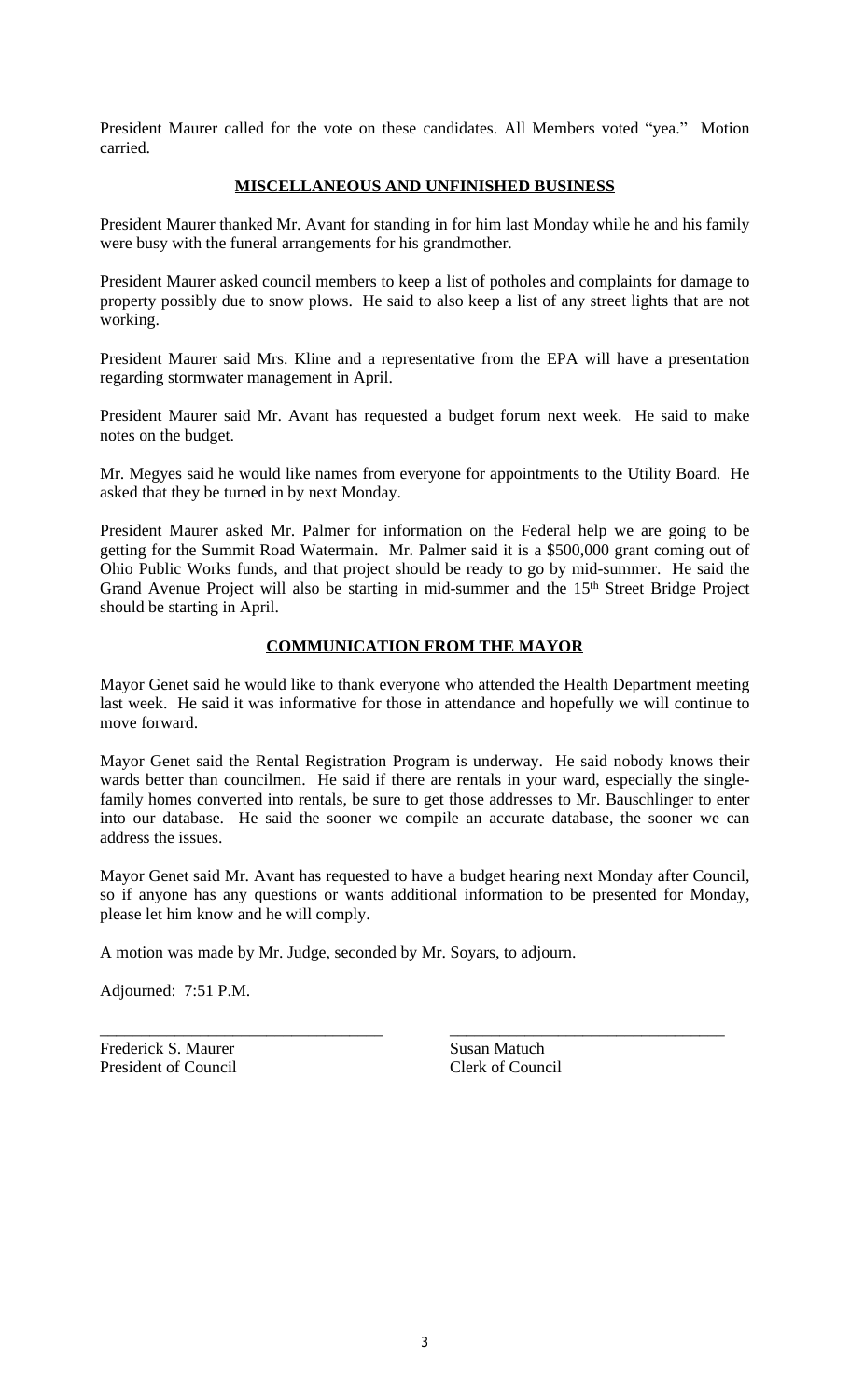President Maurer called for the vote on these candidates. All Members voted "yea." Motion carried.

## **MISCELLANEOUS AND UNFINISHED BUSINESS**

President Maurer thanked Mr. Avant for standing in for him last Monday while he and his family were busy with the funeral arrangements for his grandmother.

President Maurer asked council members to keep a list of potholes and complaints for damage to property possibly due to snow plows. He said to also keep a list of any street lights that are not working.

President Maurer said Mrs. Kline and a representative from the EPA will have a presentation regarding stormwater management in April.

President Maurer said Mr. Avant has requested a budget forum next week. He said to make notes on the budget.

Mr. Megyes said he would like names from everyone for appointments to the Utility Board. He asked that they be turned in by next Monday.

President Maurer asked Mr. Palmer for information on the Federal help we are going to be getting for the Summit Road Watermain. Mr. Palmer said it is a $500,000 grant coming out of Ohio Public Works funds, and that project should be ready to go by mid-summer. He said the Grand Avenue Project will also be starting in mid-summer and the 15th Street Bridge Project should be starting in April.

## **COMMUNICATION FROM THE MAYOR**

Mayor Genet said he would like to thank everyone who attended the Health Department meeting last week. He said it was informative for those in attendance and hopefully we will continue to move forward.

Mayor Genet said the Rental Registration Program is underway. He said nobody knows their wards better than councilmen. He said if there are rentals in your ward, especially the single-family homes converted into rentals, be sure to get those addresses to Mr. Bauschlinger to enter into our database. He said the sooner we compile an accurate database, the sooner we can address the issues.

Mayor Genet said Mr. Avant has requested to have a budget hearing next Monday after Council, so if anyone has any questions or wants additional information to be presented for Monday, please let him know and he will comply.

A motion was made by Mr. Judge, seconded by Mr. Soyars, to adjourn.

Adjourned: 7:51 P.M.

| | |
|---|---|
| \_\_\_\_\_\_\_\_\_\_\_\_\_\_\_\_\_\_\_\_\_\_\_\_\_\_\_\_\_\_\_\_\_\_ | \_\_\_\_\_\_\_\_\_\_\_\_\_\_\_\_\_\_\_\_\_\_\_\_\_\_\_\_\_\_\_\_\_\_ |
| Frederick S. Maurer | Susan Matuch |
| President of Council | Clerk of Council |